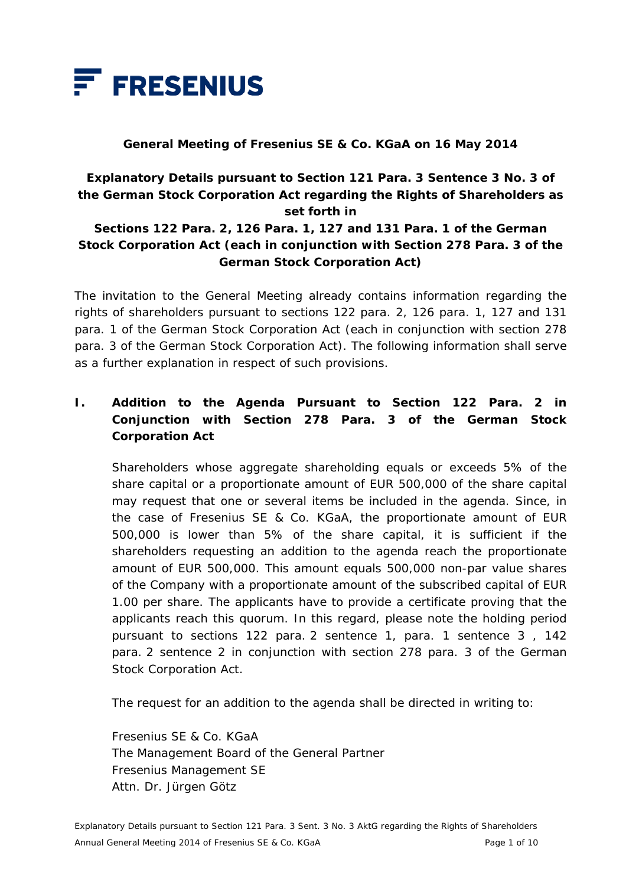FRESENIUS

**General Meeting of Fresenius SE & Co. KGaA on 16 May 2014**

**Explanatory Details pursuant to Section 121 Para. 3 Sentence 3 No. 3 of the German Stock Corporation Act regarding the Rights of Shareholders as set forth in**
**Sections 122 Para. 2, 126 Para. 1, 127 and 131 Para. 1 of the German Stock Corporation Act (each in conjunction with Section 278 Para. 3 of the German Stock Corporation Act)**

The invitation to the General Meeting already contains information regarding the rights of shareholders pursuant to sections 122 para. 2, 126 para. 1, 127 and 131 para. 1 of the German Stock Corporation Act (each in conjunction with section 278 para. 3 of the German Stock Corporation Act). The following information shall serve as a further explanation in respect of such provisions.

## I. Addition to the Agenda Pursuant to Section 122 Para. 2 in Conjunction with Section 278 Para. 3 of the German Stock Corporation Act

Shareholders whose aggregate shareholding equals or exceeds 5% of the share capital or a proportionate amount of EUR 500,000 of the share capital may request that one or several items be included in the agenda. Since, in the case of Fresenius SE & Co. KGaA, the proportionate amount of EUR 500,000 is lower than 5% of the share capital, it is sufficient if the shareholders requesting an addition to the agenda reach the proportionate amount of EUR 500,000. This amount equals 500,000 non-par value shares of the Company with a proportionate amount of the subscribed capital of EUR 1.00 per share. The applicants have to provide a certificate proving that the applicants reach this quorum. In this regard, please note the holding period pursuant to sections 122 para. 2 sentence 1, para. 1 sentence 3 , 142 para. 2 sentence 2 in conjunction with section 278 para. 3 of the German Stock Corporation Act.

The request for an addition to the agenda shall be directed in writing to:

Fresenius SE & Co. KGaA
The Management Board of the General Partner
Fresenius Management SE
Attn. Dr. Jürgen Götz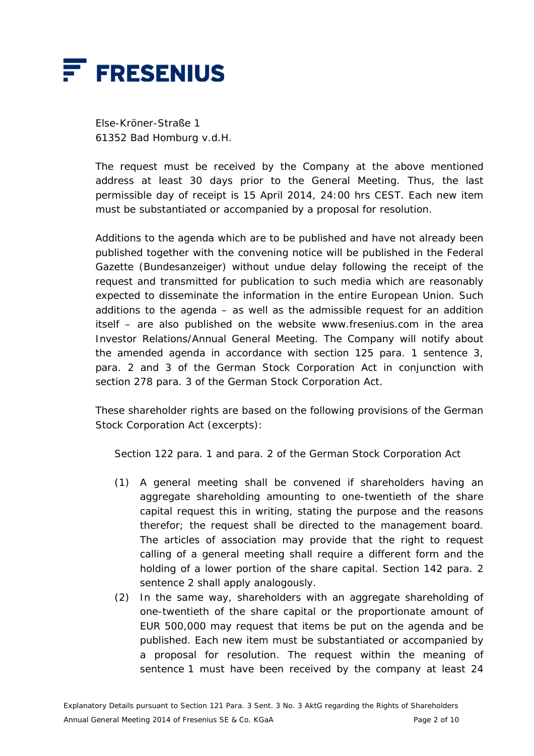Else-Kröner-Straße 1
61352 Bad Homburg v.d.H.

The request must be received by the Company at the above mentioned address at least 30 days prior to the General Meeting. Thus, the last permissible day of receipt is 15 April 2014, 24:00 hrs CEST. Each new item must be substantiated or accompanied by a proposal for resolution.

Additions to the agenda which are to be published and have not already been published together with the convening notice will be published in the Federal Gazette (Bundesanzeiger) without undue delay following the receipt of the request and transmitted for publication to such media which are reasonably expected to disseminate the information in the entire European Union. Such additions to the agenda – as well as the admissible request for an addition itself – are also published on the website www.fresenius.com in the area Investor Relations/Annual General Meeting. The Company will notify about the amended agenda in accordance with section 125 para. 1 sentence 3, para. 2 and 3 of the German Stock Corporation Act in conjunction with section 278 para. 3 of the German Stock Corporation Act.

These shareholder rights are based on the following provisions of the German Stock Corporation Act (excerpts):

Section 122 para. 1 and para. 2 of the German Stock Corporation Act

(1) A general meeting shall be convened if shareholders having an aggregate shareholding amounting to one-twentieth of the share capital request this in writing, stating the purpose and the reasons therefor; the request shall be directed to the management board. The articles of association may provide that the right to request calling of a general meeting shall require a different form and the holding of a lower portion of the share capital. Section 142 para. 2 sentence 2 shall apply analogously.

(2) In the same way, shareholders with an aggregate shareholding of one-twentieth of the share capital or the proportionate amount of EUR 500,000 may request that items be put on the agenda and be published. Each new item must be substantiated or accompanied by a proposal for resolution. The request within the meaning of sentence 1 must have been received by the company at least 24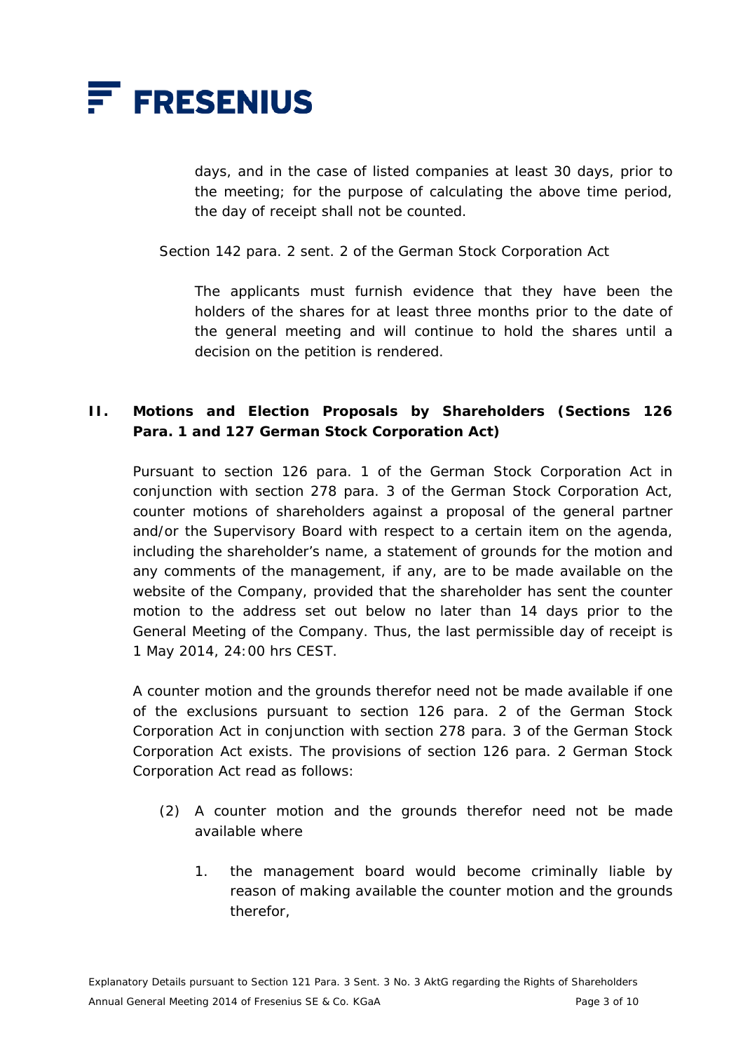days, and in the case of listed companies at least 30 days, prior to the meeting; for the purpose of calculating the above time period, the day of receipt shall not be counted.

Section 142 para. 2 sent. 2 of the German Stock Corporation Act

> The applicants must furnish evidence that they have been the holders of the shares for at least three months prior to the date of the general meeting and will continue to hold the shares until a decision on the petition is rendered.

## II. Motions and Election Proposals by Shareholders (Sections 126 Para. 1 and 127 German Stock Corporation Act)

Pursuant to section 126 para. 1 of the German Stock Corporation Act in conjunction with section 278 para. 3 of the German Stock Corporation Act, counter motions of shareholders against a proposal of the general partner and/or the Supervisory Board with respect to a certain item on the agenda, including the shareholder's name, a statement of grounds for the motion and any comments of the management, if any, are to be made available on the website of the Company, provided that the shareholder has sent the counter motion to the address set out below no later than 14 days prior to the General Meeting of the Company. Thus, the last permissible day of receipt is 1 May 2014, 24:00 hrs CEST.

A counter motion and the grounds therefor need not be made available if one of the exclusions pursuant to section 126 para. 2 of the German Stock Corporation Act in conjunction with section 278 para. 3 of the German Stock Corporation Act exists. The provisions of section 126 para. 2 German Stock Corporation Act read as follows:

> (2) A counter motion and the grounds therefor need not be made available where
>
> 1. the management board would become criminally liable by reason of making available the counter motion and the grounds therefor,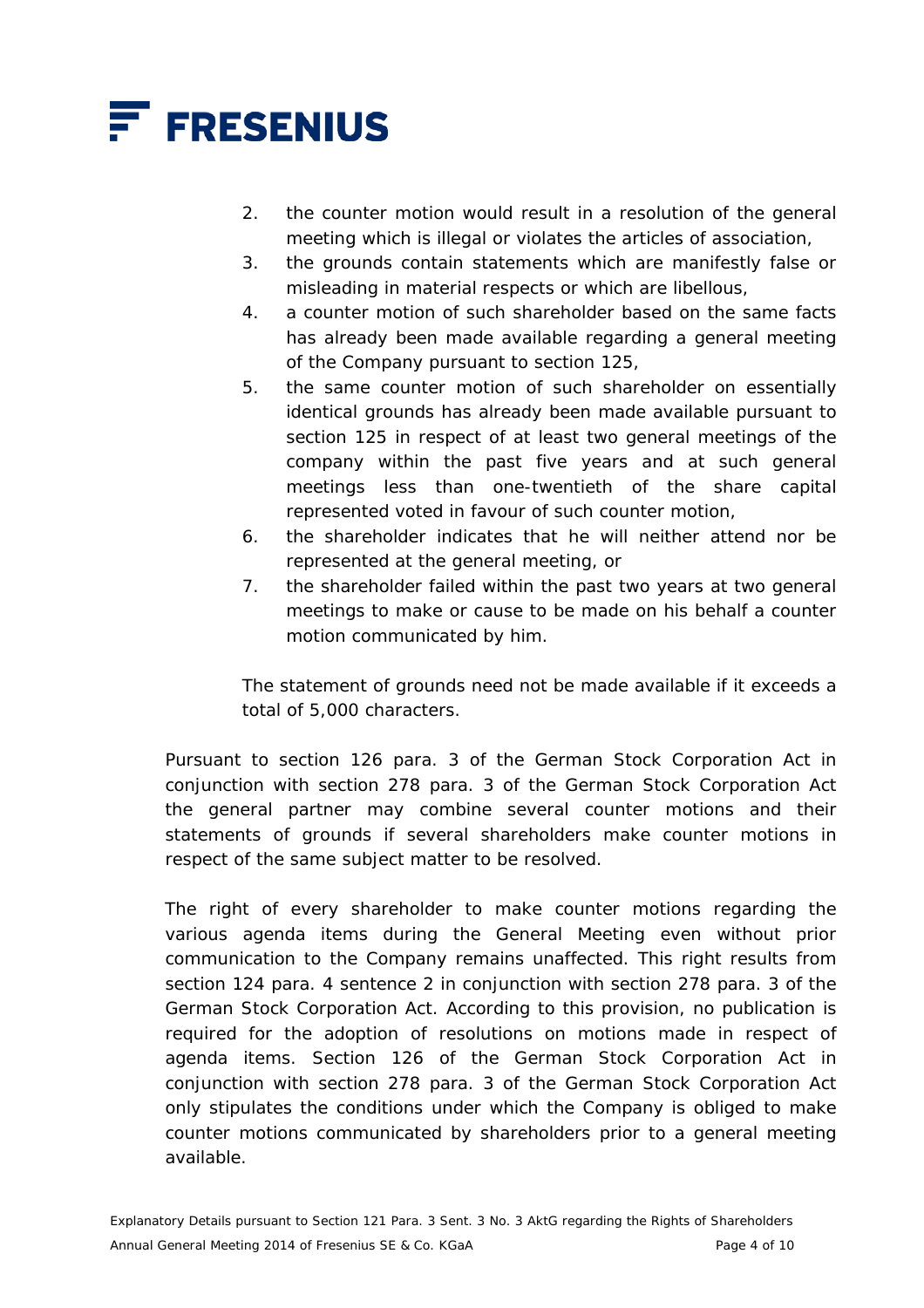2. the counter motion would result in a resolution of the general meeting which is illegal or violates the articles of association,
3. the grounds contain statements which are manifestly false or misleading in material respects or which are libellous,
4. a counter motion of such shareholder based on the same facts has already been made available regarding a general meeting of the Company pursuant to section 125,
5. the same counter motion of such shareholder on essentially identical grounds has already been made available pursuant to section 125 in respect of at least two general meetings of the company within the past five years and at such general meetings less than one-twentieth of the share capital represented voted in favour of such counter motion,
6. the shareholder indicates that he will neither attend nor be represented at the general meeting, or
7. the shareholder failed within the past two years at two general meetings to make or cause to be made on his behalf a counter motion communicated by him.

The statement of grounds need not be made available if it exceeds a total of 5,000 characters.

Pursuant to section 126 para. 3 of the German Stock Corporation Act in conjunction with section 278 para. 3 of the German Stock Corporation Act the general partner may combine several counter motions and their statements of grounds if several shareholders make counter motions in respect of the same subject matter to be resolved.

The right of every shareholder to make counter motions regarding the various agenda items during the General Meeting even without prior communication to the Company remains unaffected. This right results from section 124 para. 4 sentence 2 in conjunction with section 278 para. 3 of the German Stock Corporation Act. According to this provision, no publication is required for the adoption of resolutions on motions made in respect of agenda items. Section 126 of the German Stock Corporation Act in conjunction with section 278 para. 3 of the German Stock Corporation Act only stipulates the conditions under which the Company is obliged to make counter motions communicated by shareholders prior to a general meeting available.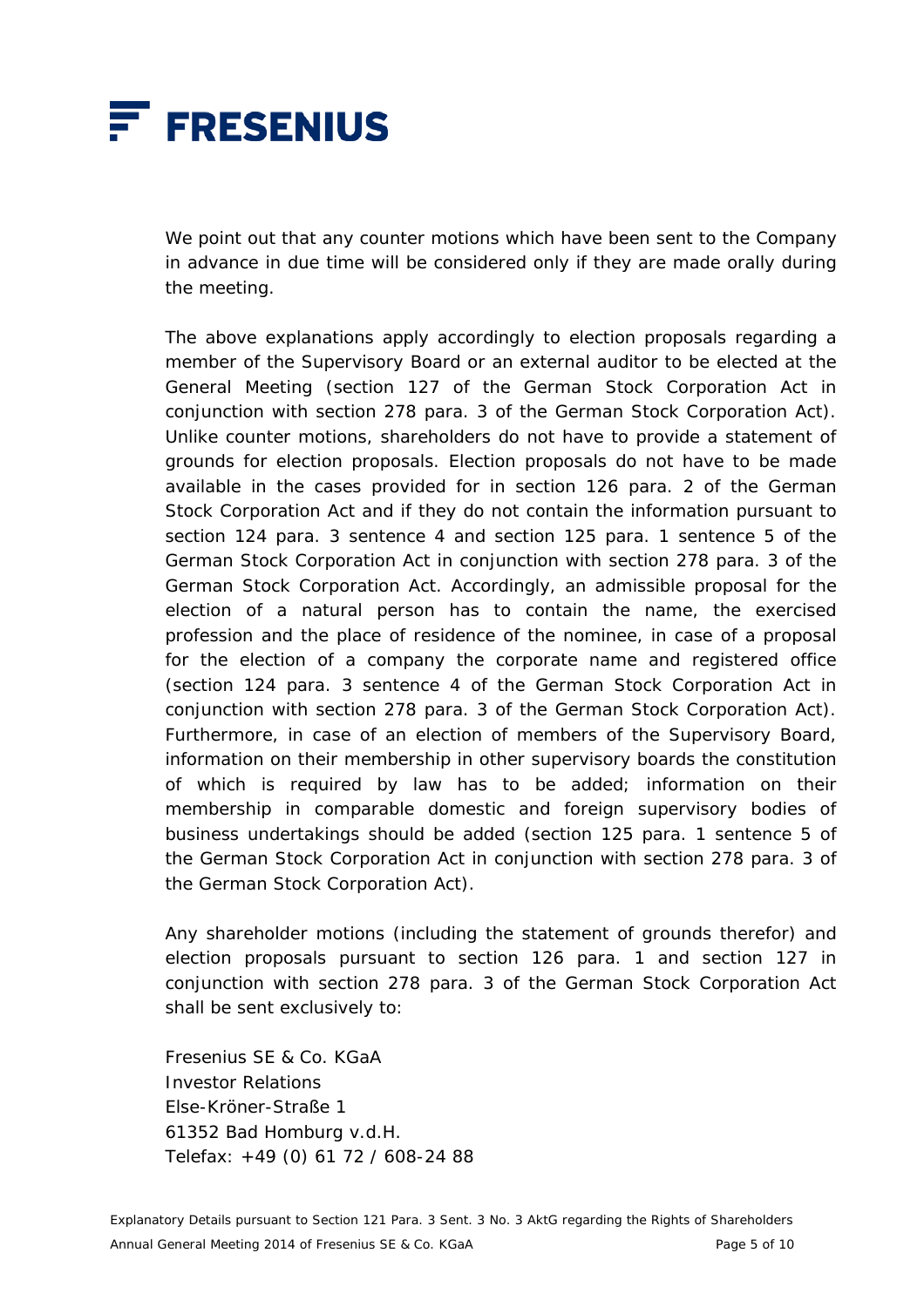We point out that any counter motions which have been sent to the Company in advance in due time will be considered only if they are made orally during the meeting.

The above explanations apply accordingly to election proposals regarding a member of the Supervisory Board or an external auditor to be elected at the General Meeting (section 127 of the German Stock Corporation Act in conjunction with section 278 para. 3 of the German Stock Corporation Act). Unlike counter motions, shareholders do not have to provide a statement of grounds for election proposals. Election proposals do not have to be made available in the cases provided for in section 126 para. 2 of the German Stock Corporation Act and if they do not contain the information pursuant to section 124 para. 3 sentence 4 and section 125 para. 1 sentence 5 of the German Stock Corporation Act in conjunction with section 278 para. 3 of the German Stock Corporation Act. Accordingly, an admissible proposal for the election of a natural person has to contain the name, the exercised profession and the place of residence of the nominee, in case of a proposal for the election of a company the corporate name and registered office (section 124 para. 3 sentence 4 of the German Stock Corporation Act in conjunction with section 278 para. 3 of the German Stock Corporation Act). Furthermore, in case of an election of members of the Supervisory Board, information on their membership in other supervisory boards the constitution of which is required by law has to be added; information on their membership in comparable domestic and foreign supervisory bodies of business undertakings should be added (section 125 para. 1 sentence 5 of the German Stock Corporation Act in conjunction with section 278 para. 3 of the German Stock Corporation Act).

Any shareholder motions (including the statement of grounds therefor) and election proposals pursuant to section 126 para. 1 and section 127 in conjunction with section 278 para. 3 of the German Stock Corporation Act shall be sent exclusively to:

Fresenius SE & Co. KGaA
Investor Relations
Else-Kröner-Straße 1
61352 Bad Homburg v.d.H.
Telefax: +49 (0) 61 72 / 608-24 88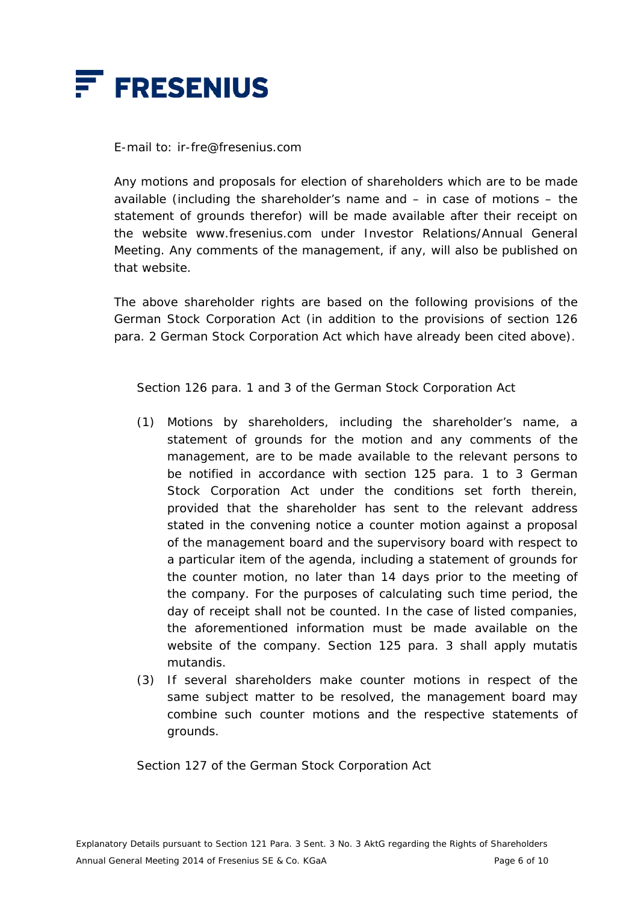E-mail to: ir-fre@fresenius.com

Any motions and proposals for election of shareholders which are to be made available (including the shareholder's name and – in case of motions – the statement of grounds therefor) will be made available after their receipt on the website www.fresenius.com under Investor Relations/Annual General Meeting. Any comments of the management, if any, will also be published on that website.

The above shareholder rights are based on the following provisions of the German Stock Corporation Act (in addition to the provisions of section 126 para. 2 German Stock Corporation Act which have already been cited above).

Section 126 para. 1 and 3 of the German Stock Corporation Act

(1) Motions by shareholders, including the shareholder's name, a statement of grounds for the motion and any comments of the management, are to be made available to the relevant persons to be notified in accordance with section 125 para. 1 to 3 German Stock Corporation Act under the conditions set forth therein, provided that the shareholder has sent to the relevant address stated in the convening notice a counter motion against a proposal of the management board and the supervisory board with respect to a particular item of the agenda, including a statement of grounds for the counter motion, no later than 14 days prior to the meeting of the company. For the purposes of calculating such time period, the day of receipt shall not be counted. In the case of listed companies, the aforementioned information must be made available on the website of the company. Section 125 para. 3 shall apply mutatis mutandis.

(3) If several shareholders make counter motions in respect of the same subject matter to be resolved, the management board may combine such counter motions and the respective statements of grounds.

Section 127 of the German Stock Corporation Act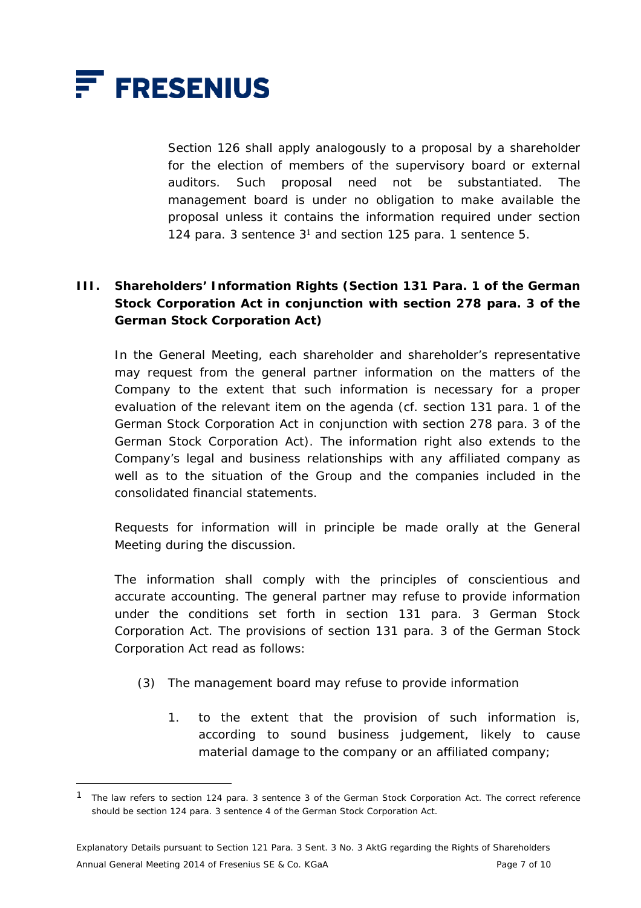Section 126 shall apply analogously to a proposal by a shareholder for the election of members of the supervisory board or external auditors. Such proposal need not be substantiated. The management board is under no obligation to make available the proposal unless it contains the information required under section 124 para. 3 sentence 3[1] and section 125 para. 1 sentence 5.

## III. Shareholders' Information Rights (Section 131 Para. 1 of the German Stock Corporation Act in conjunction with section 278 para. 3 of the German Stock Corporation Act)

In the General Meeting, each shareholder and shareholder's representative may request from the general partner information on the matters of the Company to the extent that such information is necessary for a proper evaluation of the relevant item on the agenda (cf. section 131 para. 1 of the German Stock Corporation Act in conjunction with section 278 para. 3 of the German Stock Corporation Act). The information right also extends to the Company's legal and business relationships with any affiliated company as well as to the situation of the Group and the companies included in the consolidated financial statements.

Requests for information will in principle be made orally at the General Meeting during the discussion.

The information shall comply with the principles of conscientious and accurate accounting. The general partner may refuse to provide information under the conditions set forth in section 131 para. 3 German Stock Corporation Act. The provisions of section 131 para. 3 of the German Stock Corporation Act read as follows:

(3) The management board may refuse to provide information

1. to the extent that the provision of such information is, according to sound business judgement, likely to cause material damage to the company or an affiliated company;

---

[1] The law refers to section 124 para. 3 sentence 3 of the German Stock Corporation Act. The correct reference should be section 124 para. 3 sentence 4 of the German Stock Corporation Act.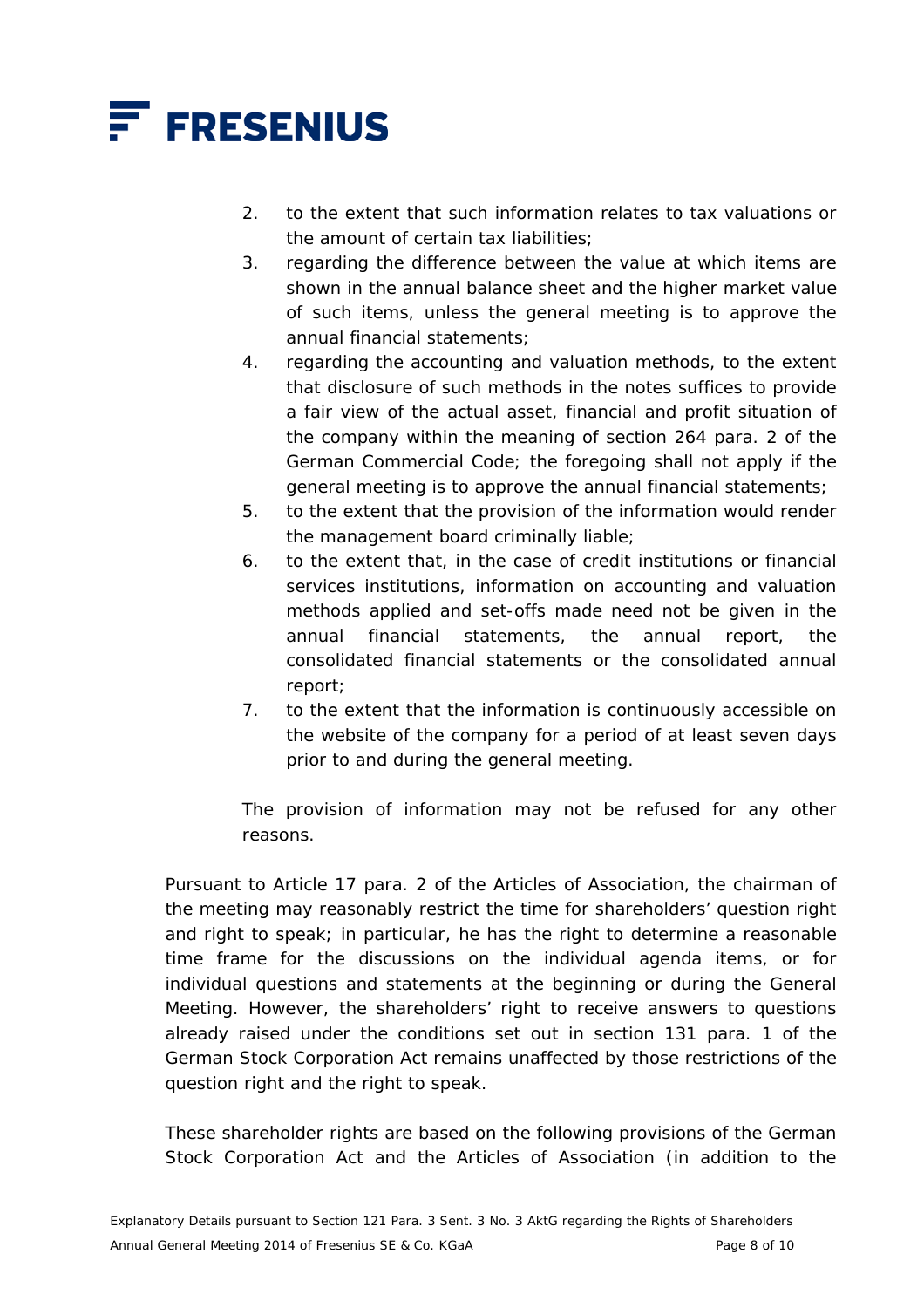2. to the extent that such information relates to tax valuations or the amount of certain tax liabilities;
3. regarding the difference between the value at which items are shown in the annual balance sheet and the higher market value of such items, unless the general meeting is to approve the annual financial statements;
4. regarding the accounting and valuation methods, to the extent that disclosure of such methods in the notes suffices to provide a fair view of the actual asset, financial and profit situation of the company within the meaning of section 264 para. 2 of the German Commercial Code; the foregoing shall not apply if the general meeting is to approve the annual financial statements;
5. to the extent that the provision of the information would render the management board criminally liable;
6. to the extent that, in the case of credit institutions or financial services institutions, information on accounting and valuation methods applied and set-offs made need not be given in the annual financial statements, the annual report, the consolidated financial statements or the consolidated annual report;
7. to the extent that the information is continuously accessible on the website of the company for a period of at least seven days prior to and during the general meeting.

The provision of information may not be refused for any other reasons.

Pursuant to Article 17 para. 2 of the Articles of Association, the chairman of the meeting may reasonably restrict the time for shareholders' question right and right to speak; in particular, he has the right to determine a reasonable time frame for the discussions on the individual agenda items, or for individual questions and statements at the beginning or during the General Meeting. However, the shareholders' right to receive answers to questions already raised under the conditions set out in section 131 para. 1 of the German Stock Corporation Act remains unaffected by those restrictions of the question right and the right to speak.

These shareholder rights are based on the following provisions of the German Stock Corporation Act and the Articles of Association (in addition to the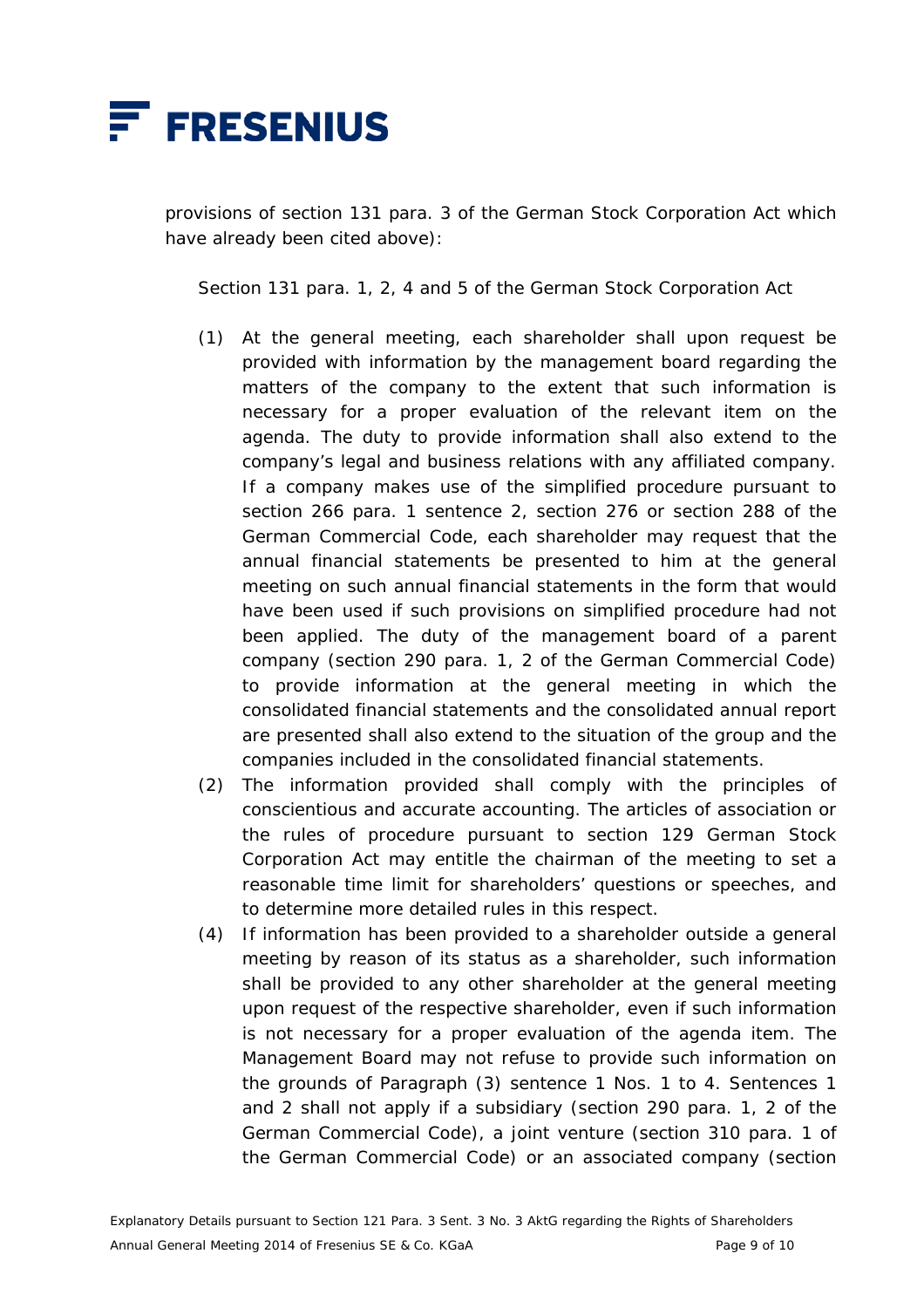provisions of section 131 para. 3 of the German Stock Corporation Act which have already been cited above):

Section 131 para. 1, 2, 4 and 5 of the German Stock Corporation Act

(1) At the general meeting, each shareholder shall upon request be provided with information by the management board regarding the matters of the company to the extent that such information is necessary for a proper evaluation of the relevant item on the agenda. The duty to provide information shall also extend to the company's legal and business relations with any affiliated company. If a company makes use of the simplified procedure pursuant to section 266 para. 1 sentence 2, section 276 or section 288 of the German Commercial Code, each shareholder may request that the annual financial statements be presented to him at the general meeting on such annual financial statements in the form that would have been used if such provisions on simplified procedure had not been applied. The duty of the management board of a parent company (section 290 para. 1, 2 of the German Commercial Code) to provide information at the general meeting in which the consolidated financial statements and the consolidated annual report are presented shall also extend to the situation of the group and the companies included in the consolidated financial statements.

(2) The information provided shall comply with the principles of conscientious and accurate accounting. The articles of association or the rules of procedure pursuant to section 129 German Stock Corporation Act may entitle the chairman of the meeting to set a reasonable time limit for shareholders' questions or speeches, and to determine more detailed rules in this respect.

(4) If information has been provided to a shareholder outside a general meeting by reason of its status as a shareholder, such information shall be provided to any other shareholder at the general meeting upon request of the respective shareholder, even if such information is not necessary for a proper evaluation of the agenda item. The Management Board may not refuse to provide such information on the grounds of Paragraph (3) sentence 1 Nos. 1 to 4. Sentences 1 and 2 shall not apply if a subsidiary (section 290 para. 1, 2 of the German Commercial Code), a joint venture (section 310 para. 1 of the German Commercial Code) or an associated company (section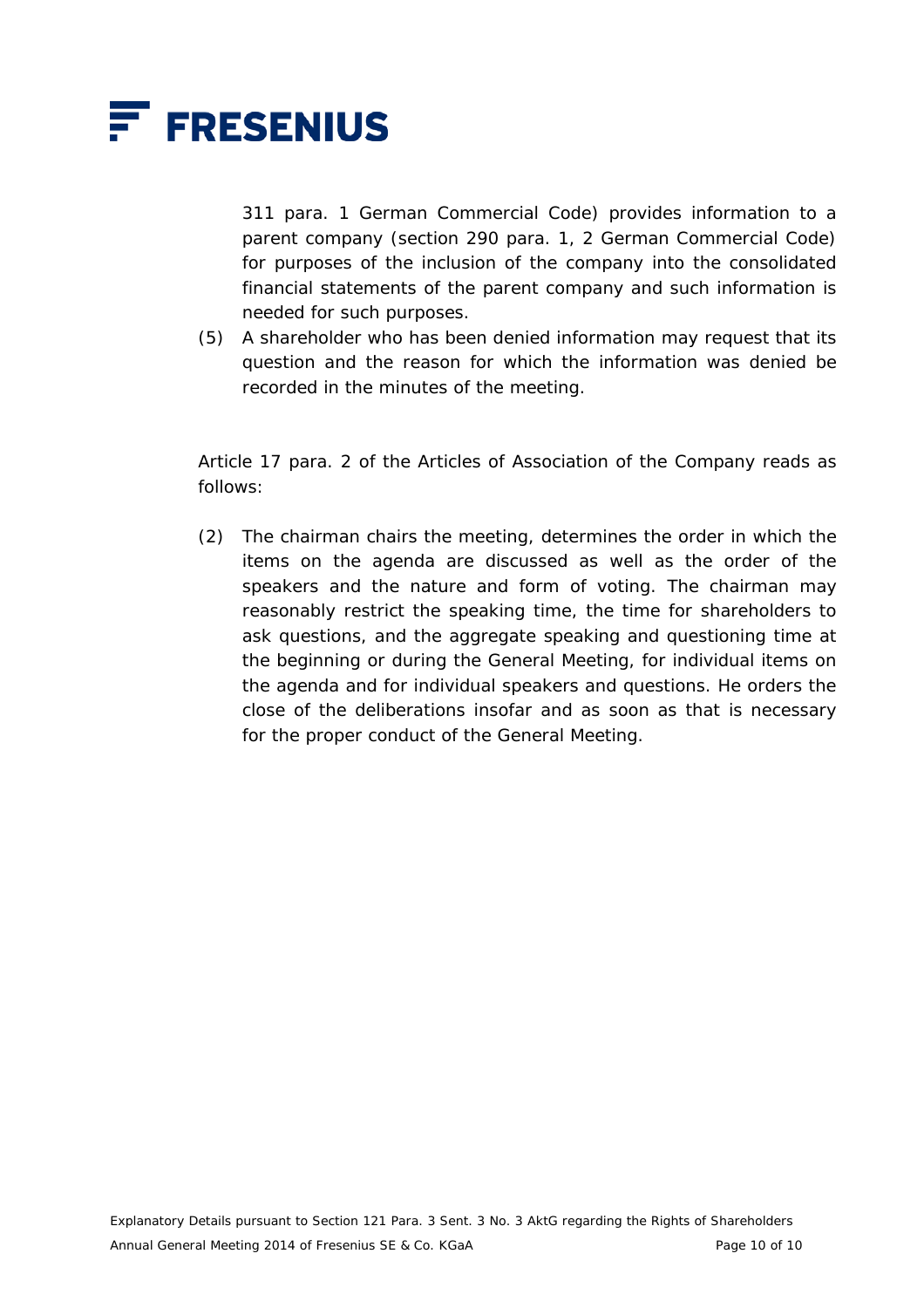311 para. 1 German Commercial Code) provides information to a parent company (section 290 para. 1, 2 German Commercial Code) for purposes of the inclusion of the company into the consolidated financial statements of the parent company and such information is needed for such purposes.

(5) A shareholder who has been denied information may request that its question and the reason for which the information was denied be recorded in the minutes of the meeting.

Article 17 para. 2 of the Articles of Association of the Company reads as follows:

(2) The chairman chairs the meeting, determines the order in which the items on the agenda are discussed as well as the order of the speakers and the nature and form of voting. The chairman may reasonably restrict the speaking time, the time for shareholders to ask questions, and the aggregate speaking and questioning time at the beginning or during the General Meeting, for individual items on the agenda and for individual speakers and questions. He orders the close of the deliberations insofar and as soon as that is necessary for the proper conduct of the General Meeting.